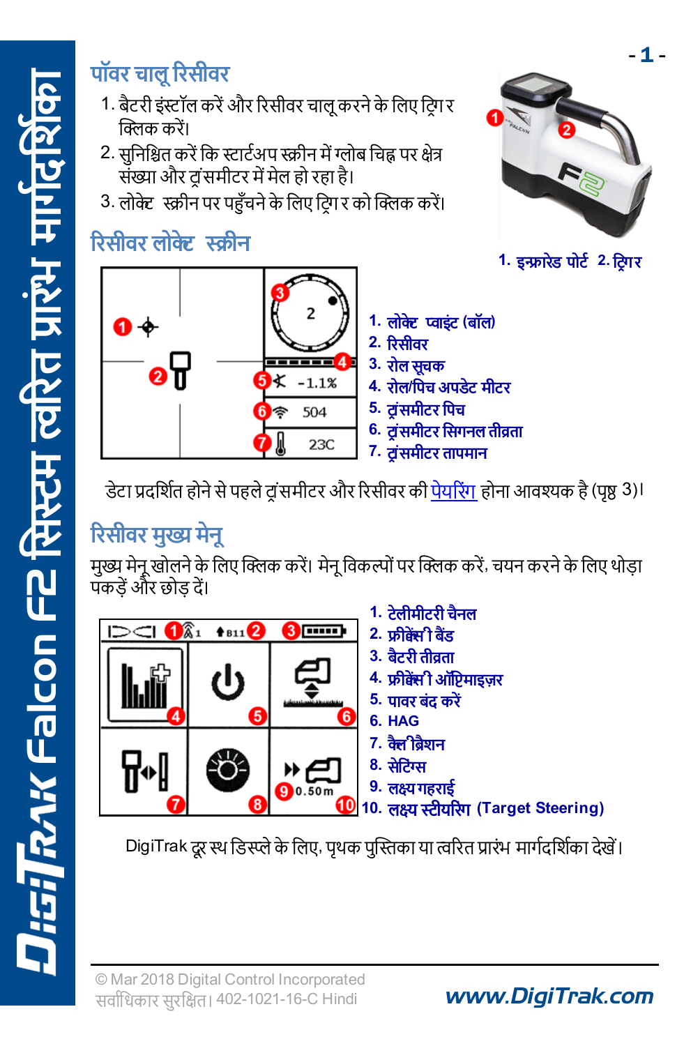# DigiTrak Falcon F2 सिस्टम त्वरित प्रारंभ मार्गदर्शिका

## पॉवर चालू रिसीवर

1. बैटरी इंस्टॉल करें और रिसीवर चालू करने के लिए ट्रिगर क्लिक करें।
2. सुनिश्चित करें कि स्टार्टअप स्क्रीन में ग्लोब चिह्न पर क्षेत्र संख्या और ट्रांसमीटर में मेल हो रहा है।
3. लोकेट स्क्रीन पर पहुँचने के लिए ट्रिगर को क्लिक करें।

1. इन्फ्रारेड पोर्ट 2. ट्रिगर

## रिसीवर लोकेट स्क्रीन

1. लोकेट प्वाइंट (बॉल)
2. रिसीवर
3. रोल सूचक
4. रोल/पिच अपडेट मीटर
5. ट्रांसमीटर पिच
6. ट्रांसमीटर सिगनल तीव्रता
7. ट्रांसमीटर तापमान

डेटा प्रदर्शित होने से पहले ट्रांसमीटर और रिसीवर की पेयरिंग होना आवश्यक है (पृष्ठ 3)।

## रिसीवर मुख्य मेनू

मुख्य मेनू खोलने के लिए क्लिक करें। मेनू विकल्पों पर क्लिक करें, चयन करने के लिए थोड़ा पकड़ें और छोड़ दें।

1. टेलीमीटरी चैनल
2. फ्रीक्वेंसी बैंड
3. बैटरी तीव्रता
4. फ्रीक्वेंसी ऑप्टिमाइज़र
5. पावर बंद करें
6. HAG
7. कैलिब्रेशन
8. सेटिंग्स
9. लक्ष्य गहराई
10. लक्ष्य स्टीयरिंग (Target Steering)

DigiTrak दूरस्थ डिस्प्ले के लिए, पृथक पुस्तिका या त्वरित प्रारंभ मार्गदर्शिका देखें।

© Mar 2018 Digital Control Incorporated सर्वाधिकार सुरक्षित। 402-1021-16-C Hindi

www.DigiTrak.com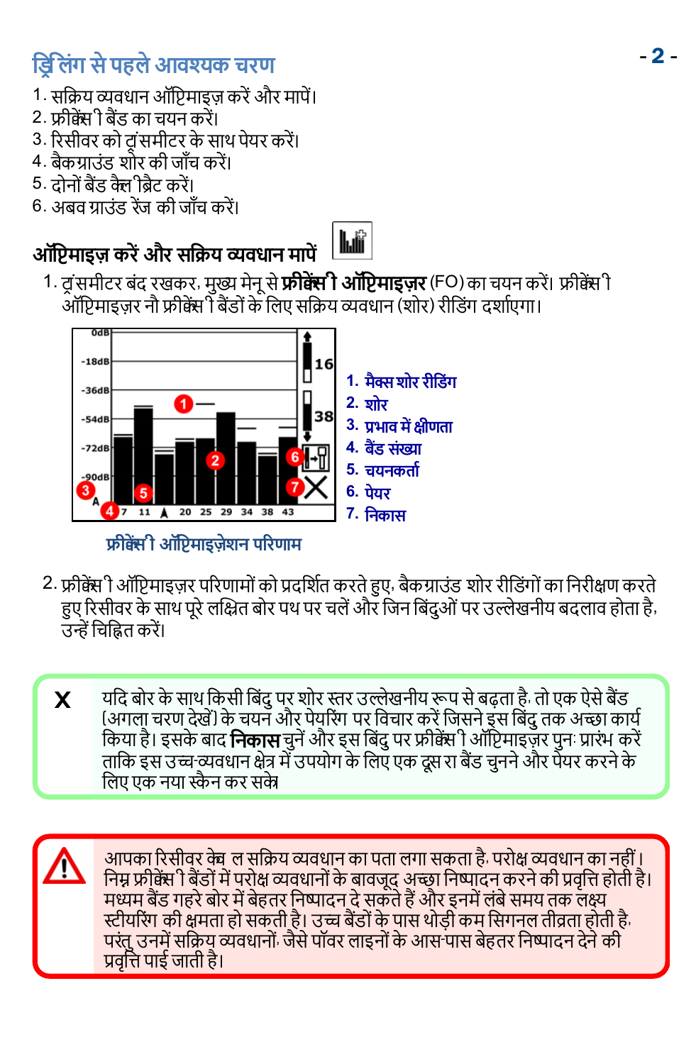## ड्रिलिंग से पहले आवश्यक चरण

1. सक्रिय व्यवधान ऑप्टिमाइज़ करें और मापें।
2. फ्रीक्वेंसी बैंड का चयन करें।
3. रिसीवर को ट्रांसमीटर के साथ पेयर करें।
4. बैकग्राउंड शोर की जाँच करें।
5. दोनों बैंड कैलिब्रेट करें।
6. अबव ग्राउंड रेंज की जाँच करें।

### ऑप्टिमाइज़ करें और सक्रिय व्यवधान मापें

1. ट्रांसमीटर बंद रखकर, मुख्य मेनू से **फ्रीक्वेंसी ऑप्टिमाइज़र** (FO) का चयन करें। फ्रीक्वेंसी ऑप्टिमाइज़र नौ फ्रीक्वेंसी बैंडों के लिए सक्रिय व्यवधान (शोर) रीडिंग दर्शाएगा।

1. मैक्स शोर रीडिंग
2. शोर
3. प्रभाव में क्षीणता
4. बैंड संख्या
5. चयनकर्ता
6. पेयर
7. निकास

फ्रीक्वेंसी ऑप्टिमाइज़ेशन परिणाम

2. फ्रीक्वेंसी ऑप्टिमाइज़र परिणामों को प्रदर्शित करते हुए, बैकग्राउंड शोर रीडिंगों का निरीक्षण करते हुए रिसीवर के साथ पूरे लक्षित बोर पथ पर चलें और जिन बिंदुओं पर उल्लेखनीय बदलाव होता है, उन्हें चिह्नित करें।

> यदि बोर के साथ किसी बिंदु पर शोर स्तर उल्लेखनीय रूप से बढ़ता है, तो एक ऐसे बैंड (अगला चरण देखें) के चयन और पेयरिंग पर विचार करें जिसने इस बिंदु तक अच्छा कार्य किया है। इसके बाद **निकास** चुनें और इस बिंदु पर फ्रीक्वेंसी ऑप्टिमाइज़र पुनः प्रारंभ करें ताकि इस उच्च-व्यवधान क्षेत्र में उपयोग के लिए एक दूसरा बैंड चुनने और पेयर करने के लिए एक नया स्कैन कर सकें।

> आपका रिसीवर केवल सक्रिय व्यवधान का पता लगा सकता है, परोक्ष व्यवधान का नहीं। निम्न फ्रीक्वेंसी बैंडों में परोक्ष व्यवधानों के बावजूद अच्छा निष्पादन करने की प्रवृत्ति होती है। मध्यम बैंड गहरे बोर में बेहतर निष्पादन दे सकते हैं और इनमें लंबे समय तक लक्ष्य स्टीयरिंग की क्षमता हो सकती है। उच्च बैंडों के पास थोड़ी कम सिगनल तीव्रता होती है, परंतु उनमें सक्रिय व्यवधानों, जैसे पॉवर लाइनों के आस-पास बेहतर निष्पादन देने की प्रवृत्ति पाई जाती है।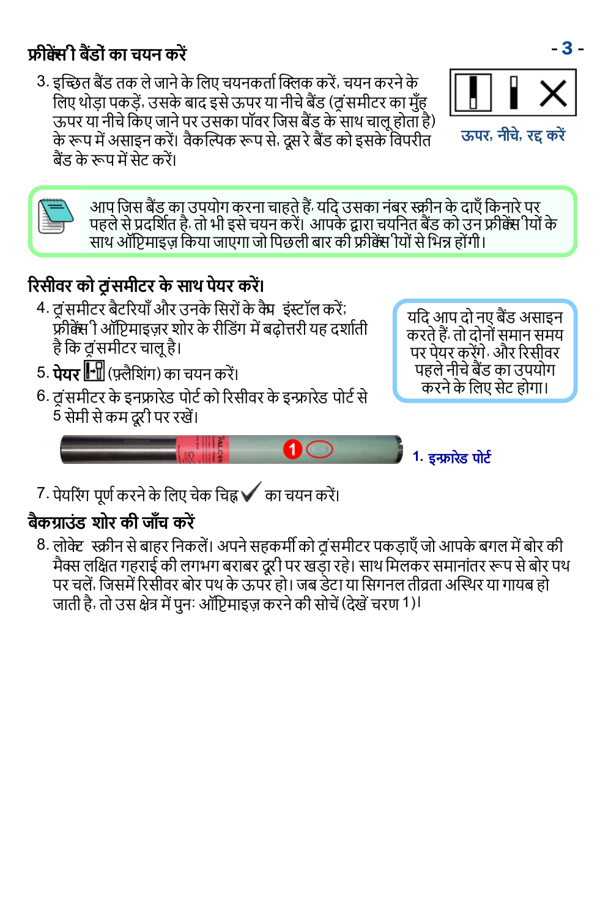## फ्रीक्वेंसी बैंडों का चयन करें

3. इच्छित बैंड तक ले जाने के लिए चयनकर्ता क्लिक करें, चयन करने के लिए थोड़ा पकड़ें, उसके बाद इसे ऊपर या नीचे बैंड (ट्रांसमीटर का मुँह ऊपर या नीचे किए जाने पर उसका पॉवर जिस बैंड के साथ चालू होता है) के रूप में असाइन करें। वैकल्पिक रूप से, दूसरे बैंड को इसके विपरीत बैंड के रूप में सेट करें।

ऊपर, नीचे, रद्द करें

> आप जिस बैंड का उपयोग करना चाहते हैं यदि उसका नंबर स्क्रीन के दाएँ किनारे पर पहले से प्रदर्शित है, तो भी इसे चयन करें। आपके द्वारा चयनित बैंड को उन फ्रीक्वेंसियों के साथ ऑप्टिमाइज़ किया जाएगा जो पिछली बार की फ्रीक्वेंसियों से भिन्न होंगी।

## रिसीवर को ट्रांसमीटर के साथ पेयर करें।

4. ट्रांसमीटर बैटरियाँ और उनके सिरों के कैप इंस्टॉल करें; फ्रीक्वेंसी ऑप्टिमाइज़र शोर के रीडिंग में बढ़ोत्तरी यह दर्शाती है कि ट्रांसमीटर चालू है।
5. **पेयर** (फ़्लैशिंग) का चयन करें।
6. ट्रांसमीटर के इनफ्रारेड पोर्ट को रिसीवर के इन्फ्रारेड पोर्ट से 5 सेमी से कम दूरी पर रखें।

> यदि आप दो नए बैंड असाइन करते हैं, तो दोनों समान समय पर पेयर करेंगे, और रिसीवर पहले नीचे बैंड का उपयोग करने के लिए सेट होगा।

1. इन्फ्रारेड पोर्ट

7. पेयरिंग पूर्ण करने के लिए चेक चिह्न ✓ का चयन करें।

## बैकग्राउंड शोर की जाँच करें

8. लोकेट स्क्रीन से बाहर निकलें। अपने सहकर्मी को ट्रांसमीटर पकड़ाएँ जो आपके बगल में बोर की मैक्स लक्षित गहराई की लगभग बराबर दूरी पर खड़ा रहे। साथ मिलकर समानांतर रूप से बोर पथ पर चलें, जिसमें रिसीवर बोर पथ के ऊपर हो। जब डेटा या सिगनल तीव्रता अस्थिर या गायब हो जाती है, तो उस क्षेत्र में पुनः ऑप्टिमाइज़ करने की सोचें (देखें चरण 1)।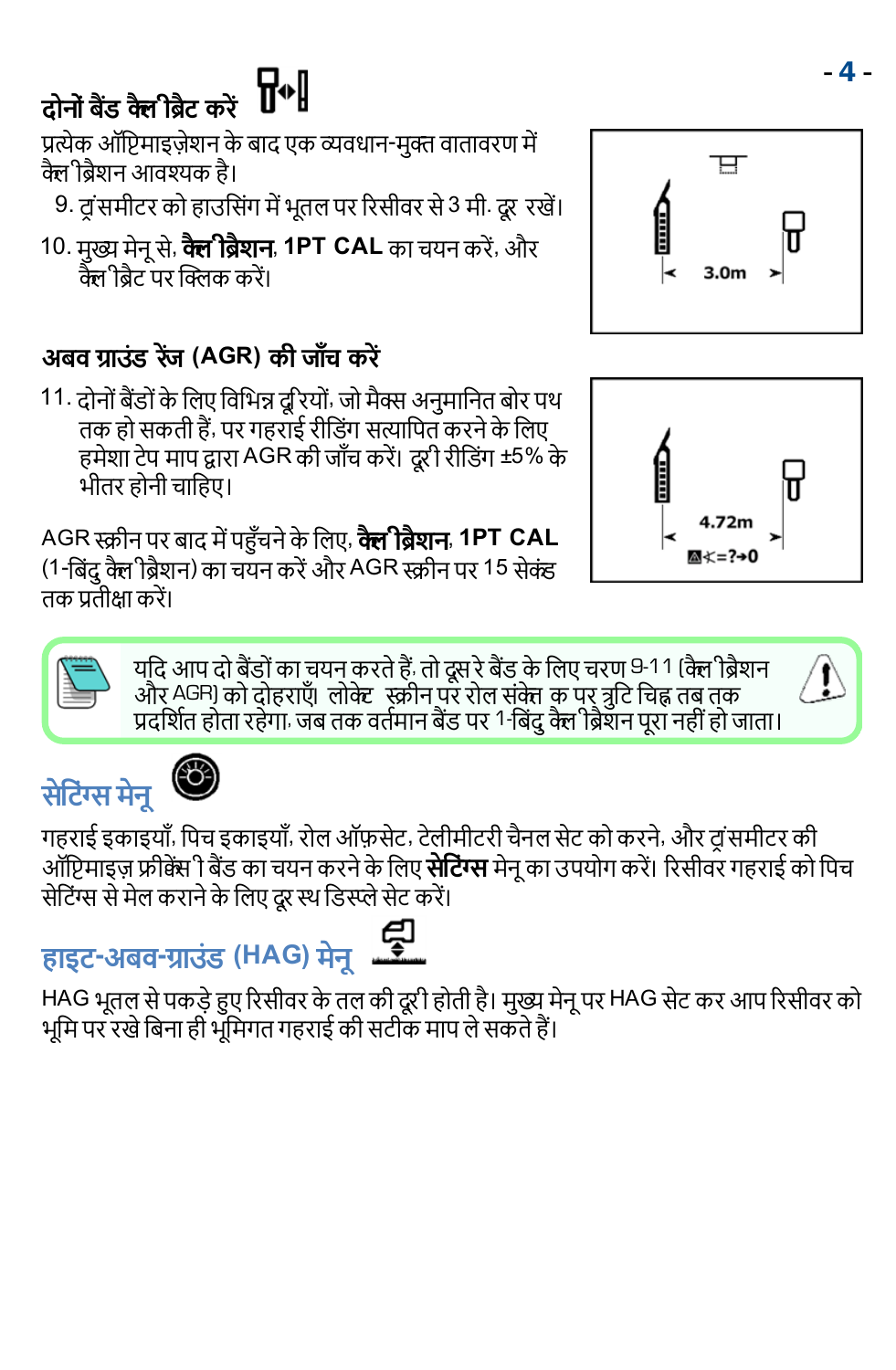## दोनों बैंड कैलिब्रेट करें

प्रत्येक ऑप्टिमाइज़ेशन के बाद एक व्यवधान-मुक्त वातावरण में कैलिब्रेशन आवश्यक है।

9. ट्रांसमीटर को हाउसिंग में भूतल पर रिसीवर से 3 मी. दूर रखें।
10. मुख्य मेनू से, **कैलिब्रेशन**, **1PT CAL** का चयन करें, और कैलिब्रेट पर क्लिक करें।

3.0m

## अबव ग्राउंड रेंज (AGR) की जाँच करें

11. दोनों बैंडों के लिए विभिन्न दूरियों, जो मैक्स अनुमानित बोर पथ तक हो सकती हैं, पर गहराई रीडिंग सत्यापित करने के लिए हमेशा टेप माप द्वारा AGR की जाँच करें। दूरी रीडिंग ±5% के भीतर होनी चाहिए।

AGR स्क्रीन पर बाद में पहुँचने के लिए, **कैलिब्रेशन**, **1PT CAL** (1-बिंदु कैलिब्रेशन) का चयन करें और AGR स्क्रीन पर 15 सेकंड तक प्रतीक्षा करें।

4.72m

<=?→0

> यदि आप दो बैंडों का चयन करते हैं, तो दूसरे बैंड के लिए चरण 9-11 (कैलिब्रेशन और AGR) को दोहराएँ। लोकेट स्क्रीन पर रोल संकेत के ऊपर त्रुटि चिह्न तब तक प्रदर्शित होता रहेगा, जब तक वर्तमान बैंड पर 1-बिंदु कैलिब्रेशन पूरा नहीं हो जाता।

## सेटिंग्स मेनू

गहराई इकाइयाँ, पिच इकाइयाँ, रोल ऑफ़सेट, टेलीमीटरी चैनल सेट को करने, और ट्रांसमीटर की ऑप्टिमाइज़ फ्रीक्वेंसी बैंड का चयन करने के लिए **सेटिंग्स** मेनू का उपयोग करें। रिसीवर गहराई को पिच सेटिंग्स से मेल कराने के लिए दूरस्थ डिस्प्ले सेट करें।

## हाइट-अबव-ग्राउंड (HAG) मेनू

HAG भूतल से पकड़े हुए रिसीवर के तल की दूरी होती है। मुख्य मेनू पर HAG सेट कर आप रिसीवर को भूमि पर रखे बिना ही भूमिगत गहराई की सटीक माप ले सकते हैं।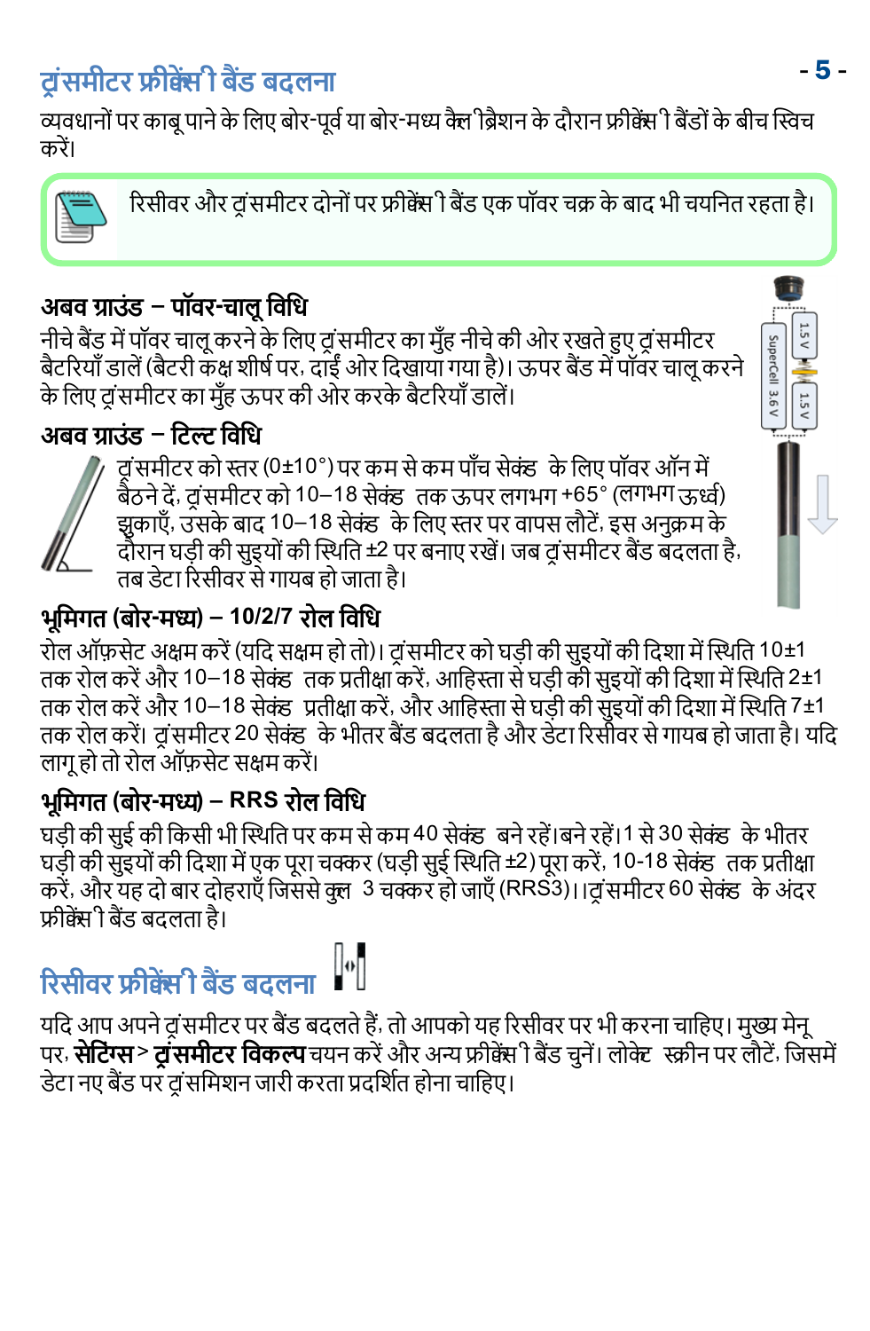## ट्रांसमीटर फ्रीक्वेंसी बैंड बदलना

व्यवधानों पर काबू पाने के लिए बोर-पूर्व या बोर-मध्य कैलिब्रेशन के दौरान फ्रीक्वेंसी बैंडों के बीच स्विच करें।

> रिसीवर और ट्रांसमीटर दोनों पर फ्रीक्वेंसी बैंड एक पॉवर चक्र के बाद भी चयनित रहता है।

### अबव ग्राउंड – पॉवर-चालू विधि

नीचे बैंड में पॉवर चालू करने के लिए ट्रांसमीटर का मुँह नीचे की ओर रखते हुए ट्रांसमीटर बैटरियाँ डालें (बैटरी कक्ष शीर्ष पर, दाईं ओर दिखाया गया है)। ऊपर बैंड में पॉवर चालू करने के लिए ट्रांसमीटर का मुँह ऊपर की ओर करके बैटरियाँ डालें।

### अबव ग्राउंड – टिल्ट विधि

ट्रांसमीटर को स्तर (0±10°) पर कम से कम पाँच सेकंड के लिए पॉवर ऑन में बैठने दें, ट्रांसमीटर को 10–18 सेकंड तक ऊपर लगभग +65° (लगभग ऊर्ध्व) झुकाएँ, उसके बाद 10–18 सेकंड के लिए स्तर पर वापस लौटें, इस अनुक्रम के दौरान घड़ी की सुइयों की स्थिति ±2 पर बनाए रखें। जब ट्रांसमीटर बैंड बदलता है, तब डेटा रिसीवर से गायब हो जाता है।

### भूमिगत (बोर-मध्य) – 10/2/7 रोल विधि

रोल ऑफ़सेट अक्षम करें (यदि सक्षम हो तो)। ट्रांसमीटर को घड़ी की सुइयों की दिशा में स्थिति 10±1 तक रोल करें और 10–18 सेकंड तक प्रतीक्षा करें, आहिस्ता से घड़ी की सुइयों की दिशा में स्थिति 2±1 तक रोल करें और 10–18 सेकंड प्रतीक्षा करें, और आहिस्ता से घड़ी की सुइयों की दिशा में स्थिति 7±1 तक रोल करें। ट्रांसमीटर 20 सेकंड के भीतर बैंड बदलता है और डेटा रिसीवर से गायब हो जाता है। यदि लागू हो तो रोल ऑफ़सेट सक्षम करें।

### भूमिगत (बोर-मध्य) – RRS रोल विधि

घड़ी की सुई की किसी भी स्थिति पर कम से कम 40 सेकंड बने रहें।बने रहें।1 से 30 सेकंड के भीतर घड़ी की सुइयों की दिशा में एक पूरा चक्कर (घड़ी सुई स्थिति ±2) पूरा करें, 10-18 सेकंड तक प्रतीक्षा करें, और यह दो बार दोहराएँ जिससे कुल 3 चक्कर हो जाएँ (RRS3)।।ट्रांसमीटर 60 सेकंड के अंदर फ्रीक्वेंसी बैंड बदलता है।

## रिसीवर फ्रीक्वेंसी बैंड बदलना

यदि आप अपने ट्रांसमीटर पर बैंड बदलते हैं, तो आपको यह रिसीवर पर भी करना चाहिए। मुख्य मेनू पर, **सेटिंग्स** > **ट्रांसमीटर विकल्प** चयन करें और अन्य फ्रीक्वेंसी बैंड चुनें। लोकेट स्क्रीन पर लौटें, जिसमें डेटा नए बैंड पर ट्रांसमिशन जारी करता प्रदर्शित होना चाहिए।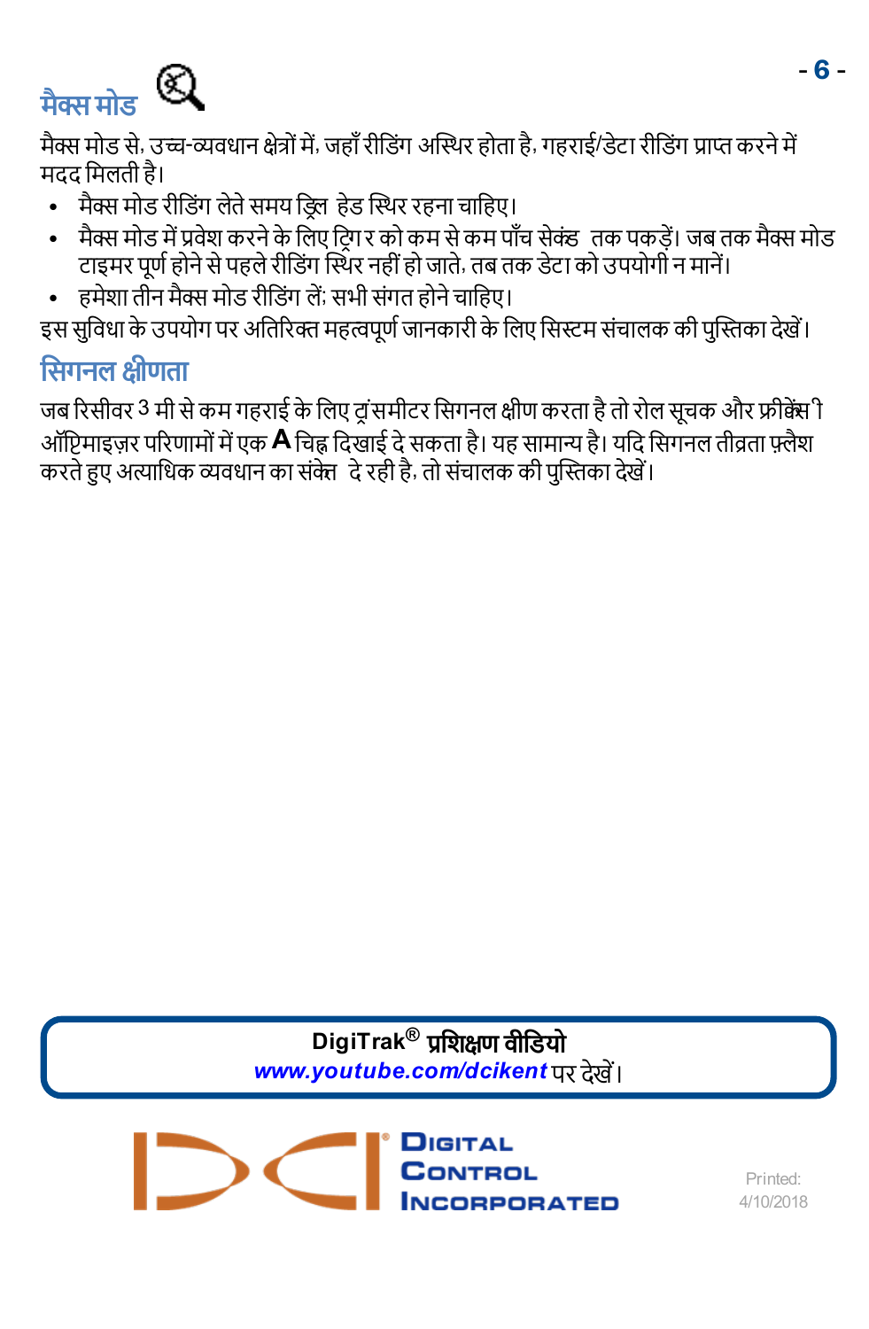## मैक्स मोड

मैक्स मोड से, उच्च-व्यवधान क्षेत्रों में, जहाँ रीडिंग अस्थिर होता है, गहराई/डेटा रीडिंग प्राप्त करने में मदद मिलती है।

- मैक्स मोड रीडिंग लेते समय ड्रिल हेड स्थिर रहना चाहिए।
- मैक्स मोड में प्रवेश करने के लिए ट्रिगर को कम से कम पाँच सेकंड तक पकड़ें। जब तक मैक्स मोड टाइमर पूर्ण होने से पहले रीडिंग स्थिर नहीं हो जाते, तब तक डेटा को उपयोगी न मानें।
- हमेशा तीन मैक्स मोड रीडिंग लें; सभी संगत होने चाहिए।

इस सुविधा के उपयोग पर अतिरिक्त महत्वपूर्ण जानकारी के लिए सिस्टम संचालक की पुस्तिका देखें।

## सिगनल क्षीणता

जब रिसीवर 3 मी से कम गहराई के लिए ट्रांसमीटर सिगनल क्षीण करता है तो रोल सूचक और फ़्रीक्वेंसी ऑप्टिमाइज़र परिणामों में एक **A** चिह्न दिखाई दे सकता है। यह सामान्य है। यदि सिगनल तीव्रता फ़्लैश करते हुए अत्याधिक व्यवधान का संकेत दे रही है, तो संचालक की पुस्तिका देखें।

**DigiTrak® प्रशिक्षण वीडियो**
***www.youtube.com/dcikent*** पर देखें।

DIGITAL CONTROL INCORPORATED

Printed: 4/10/2018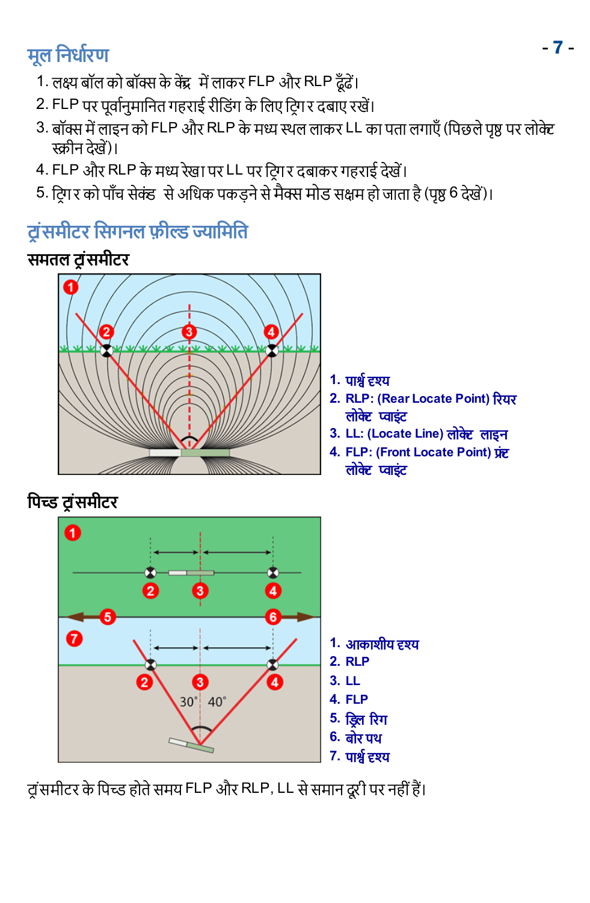## मूल निर्धारण

1. लक्ष्य बॉल को बॉक्स के केंद्र में लाकर FLP और RLP ढूंढें।
2. FLP पर पूर्वानुमानित गहराई रीडिंग के लिए ट्रिगर दबाए रखें।
3. बॉक्स में लाइन को FLP और RLP के मध्य स्थल लाकर LL का पता लगाएँ (पिछले पृष्ठ पर लोकेट स्क्रीन देखें)।
4. FLP और RLP के मध्य रेखा पर LL पर ट्रिगर दबाकर गहराई देखें।
5. ट्रिगर को पाँच सेकंड से अधिक पकड़ने से मैक्स मोड सक्षम हो जाता है (पृष्ठ 6 देखें)।

## ट्रांसमीटर सिगनल फ़ील्ड ज्यामिति

### समतल ट्रांसमीटर

1. पार्श्व दृश्य
2. RLP: (Rear Locate Point) रियर लोकेट प्वाइंट
3. LL: (Locate Line) लोकेट लाइन
4. FLP: (Front Locate Point) फ्रंट लोकेट प्वाइंट

### पिच्ड ट्रांसमीटर

1. आकाशीय दृश्य
2. RLP
3. LL
4. FLP
5. ड्रिल रिग
6. बोर पथ
7. पार्श्व दृश्य

ट्रांसमीटर के पिच्ड होते समय FLP और RLP, LL से समान दूरी पर नहीं हैं।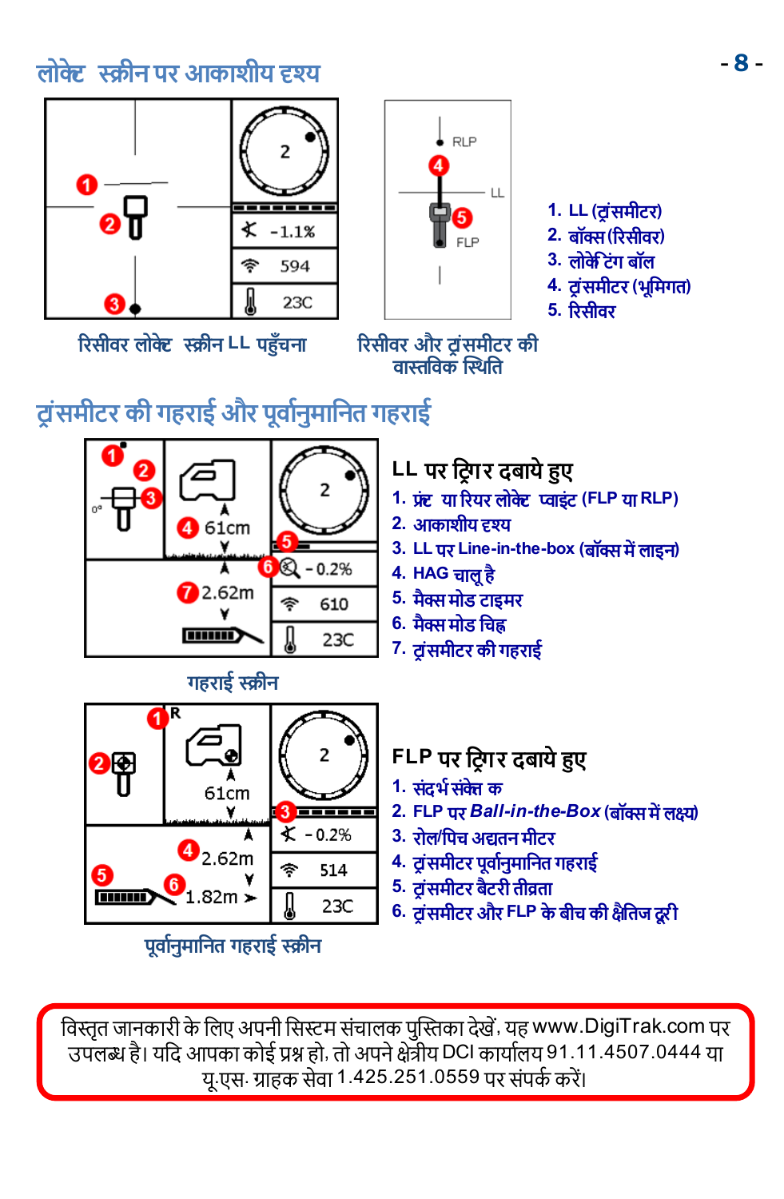## लोकेट स्क्रीन पर आकाशीय दृश्य

1 2 3 2 -1.1% 594 23C

रिसीवर लोकेट स्क्रीन LL पहुँचना

RLP 4 LL 5 FLP

रिसीवर और ट्रांसमीटर की वास्तविक स्थिति

1. LL (ट्रांसमीटर)
2. बॉक्स (रिसीवर)
3. लोकेटिंग बॉल
4. ट्रांसमीटर (भूमिगत)
5. रिसीवर

## ट्रांसमीटर की गहराई और पूर्वानुमानित गहराई

1 2 3 0° 4 61cm 2 5 6 -0.2% 7 2.62m 610 23C

गहराई स्क्रीन

### LL पर ट्रिगर दबाये हुए

1. फ्रंट या रियर लोकेट प्वाइंट (FLP या RLP)
2. आकाशीय दृश्य
3. LL पर Line-in-the-box (बॉक्स में लाइन)
4. HAG चालू है
5. मैक्स मोड टाइमर
6. मैक्स मोड चिह्न
7. ट्रांसमीटर की गहराई

1 R 2 61cm 2 3 -0.2% 4 2.62m 514 5 6 1.82m 23C

पूर्वानुमानित गहराई स्क्रीन

### FLP पर ट्रिगर दबाये हुए

1. संदर्भ संकेत क
2. FLP पर *Ball-in-the-Box* (बॉक्स में लक्ष्य)
3. रोल/पिच अद्यतन मीटर
4. ट्रांसमीटर पूर्वानुमानित गहराई
5. ट्रांसमीटर बैटरी तीव्रता
6. ट्रांसमीटर और FLP के बीच की क्षैतिज दूरी

विस्तृत जानकारी के लिए अपनी सिस्टम संचालक पुस्तिका देखें, यह www.DigiTrak.com पर उपलब्ध है। यदि आपका कोई प्रश्न हो, तो अपने क्षेत्रीय DCI कार्यालय 91.11.4507.0444 या यू.एस. ग्राहक सेवा 1.425.251.0559 पर संपर्क करें।